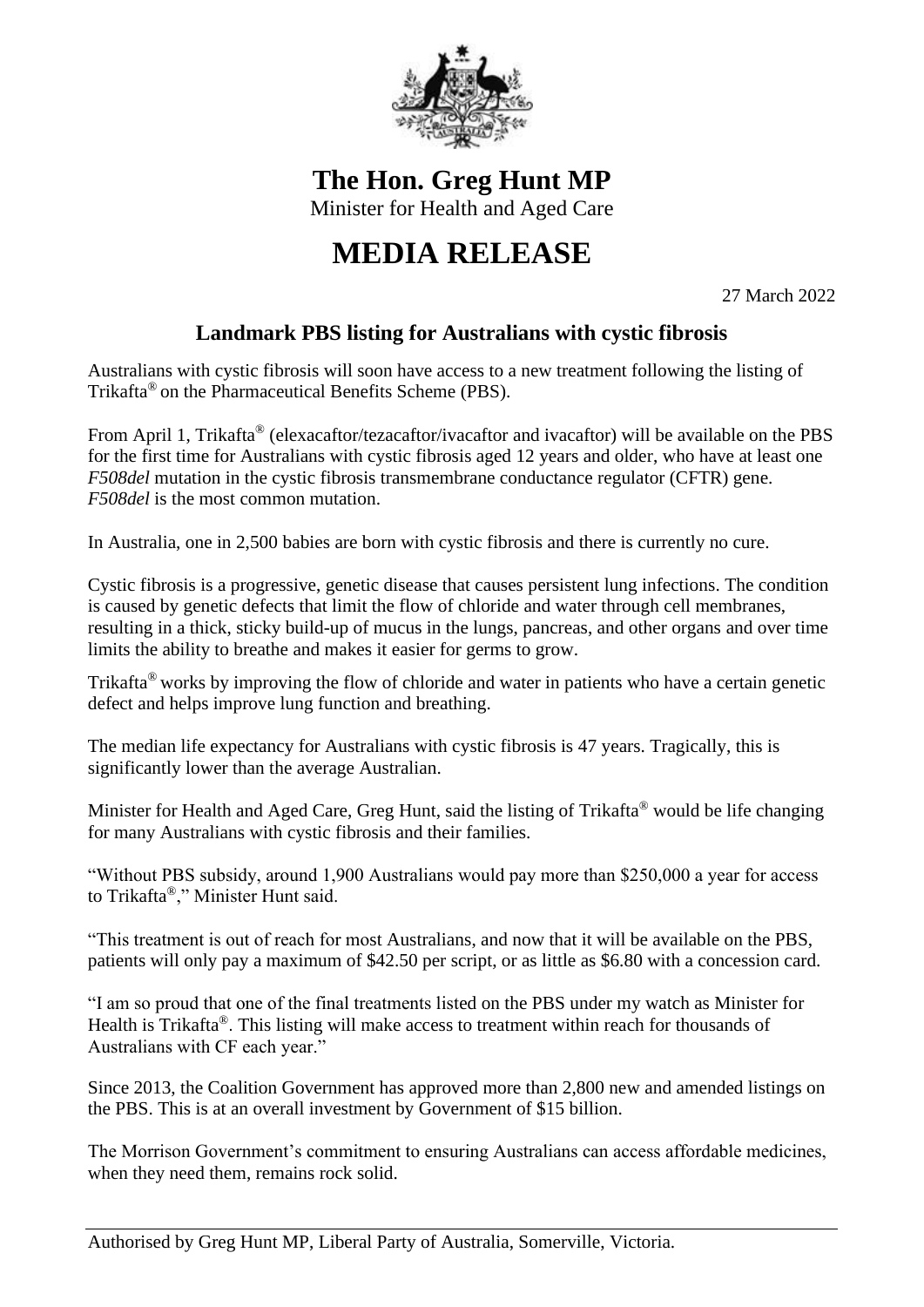# The Hon. Greg Hunt MP

Minister for Health and Aged Care

# MEDIA RELEASE

27 March 2022

## Landmark PBS listing for Australians with cystic fibrosis

Australians with cystic fibrosis will soon have access to a new treatment following the listing of Trikafta® on the Pharmaceutical Benefits Scheme (PBS).

From April 1, Trikafta® (elexacaftor/tezacaftor/ivacaftor and ivacaftor) will be available on the PBS for the first time for Australians with cystic fibrosis aged 12 years and older, who have at least one *F508del* mutation in the cystic fibrosis transmembrane conductance regulator (CFTR) gene. *F508del* is the most common mutation.

In Australia, one in 2,500 babies are born with cystic fibrosis and there is currently no cure.

Cystic fibrosis is a progressive, genetic disease that causes persistent lung infections. The condition is caused by genetic defects that limit the flow of chloride and water through cell membranes, resulting in a thick, sticky build-up of mucus in the lungs, pancreas, and other organs and over time limits the ability to breathe and makes it easier for germs to grow.

Trikafta® works by improving the flow of chloride and water in patients who have a certain genetic defect and helps improve lung function and breathing.

The median life expectancy for Australians with cystic fibrosis is 47 years. Tragically, this is significantly lower than the average Australian.

Minister for Health and Aged Care, Greg Hunt, said the listing of Trikafta® would be life changing for many Australians with cystic fibrosis and their families.

"Without PBS subsidy, around 1,900 Australians would pay more than $250,000 a year for access to Trikafta®," Minister Hunt said.

"This treatment is out of reach for most Australians, and now that it will be available on the PBS, patients will only pay a maximum of $42.50 per script, or as little as $6.80 with a concession card.

"I am so proud that one of the final treatments listed on the PBS under my watch as Minister for Health is Trikafta®. This listing will make access to treatment within reach for thousands of Australians with CF each year."

Since 2013, the Coalition Government has approved more than 2,800 new and amended listings on the PBS. This is at an overall investment by Government of $15 billion.

The Morrison Government's commitment to ensuring Australians can access affordable medicines, when they need them, remains rock solid.

Authorised by Greg Hunt MP, Liberal Party of Australia, Somerville, Victoria.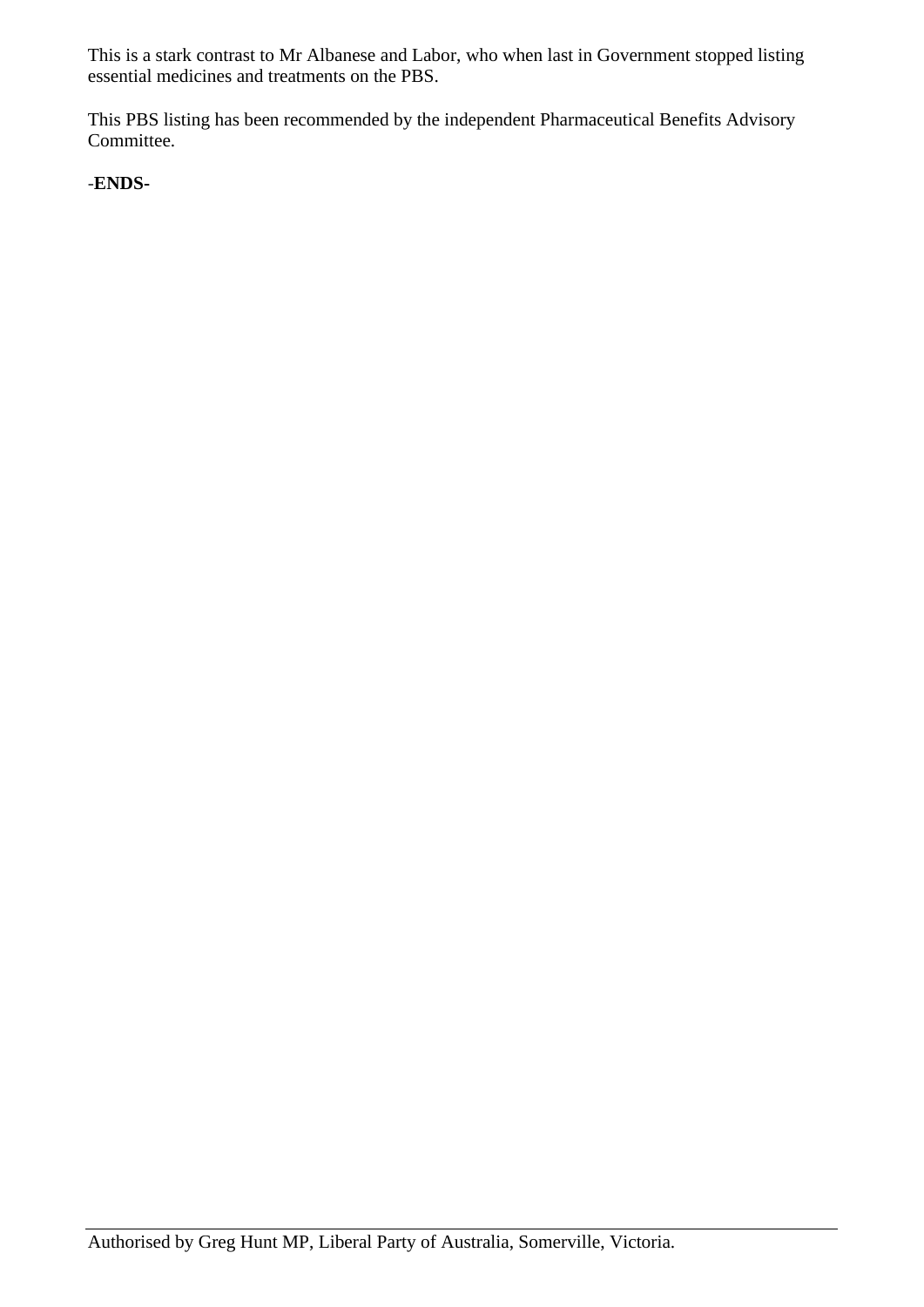This is a stark contrast to Mr Albanese and Labor, who when last in Government stopped listing essential medicines and treatments on the PBS.

This PBS listing has been recommended by the independent Pharmaceutical Benefits Advisory Committee.

-**ENDS-**

Authorised by Greg Hunt MP, Liberal Party of Australia, Somerville, Victoria.